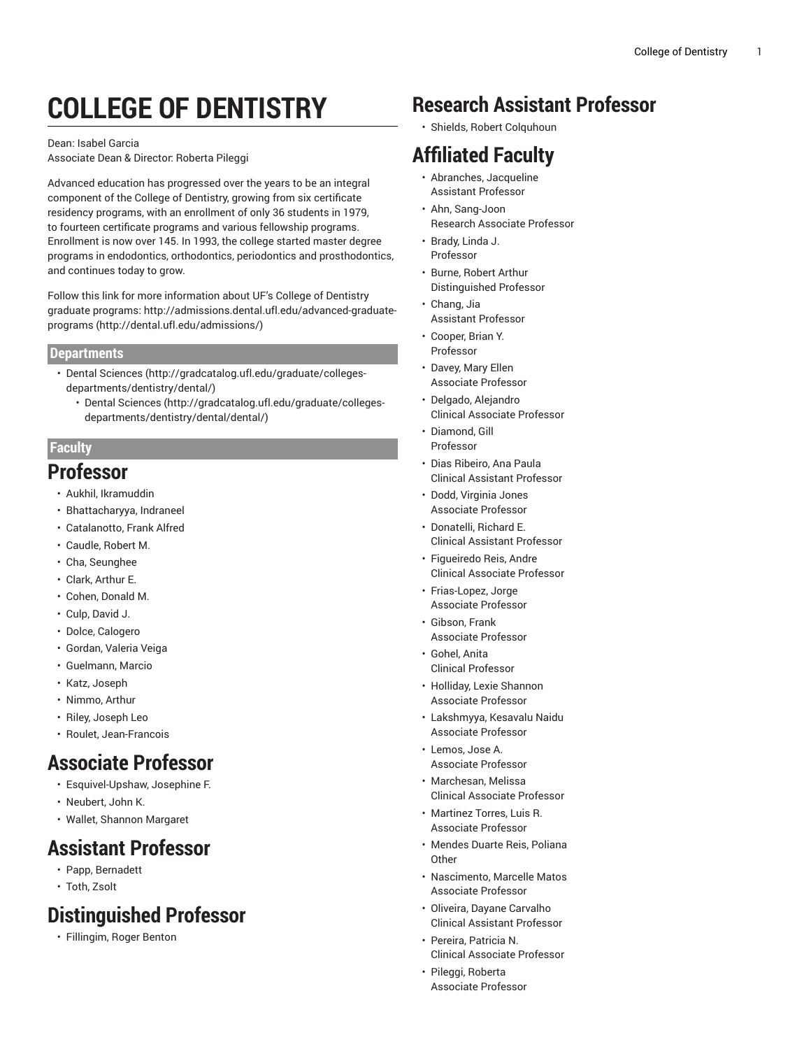# COLLEGE OF DENTISTRY

Dean: Isabel Garcia
Associate Dean & Director: Roberta Pileggi

Advanced education has progressed over the years to be an integral component of the College of Dentistry, growing from six certificate residency programs, with an enrollment of only 36 students in 1979, to fourteen certificate programs and various fellowship programs. Enrollment is now over 145. In 1993, the college started master degree programs in endodontics, orthodontics, periodontics and prosthodontics, and continues today to grow.

Follow this link for more information about UF's College of Dentistry graduate programs: http://admissions.dental.ufl.edu/advanced-graduate-programs (http://dental.ufl.edu/admissions/)

## Departments

- Dental Sciences (http://gradcatalog.ufl.edu/graduate/colleges-departments/dentistry/dental/)
  - Dental Sciences (http://gradcatalog.ufl.edu/graduate/colleges-departments/dentistry/dental/dental/)

## Faculty

## Professor

- Aukhil, Ikramuddin
- Bhattacharyya, Indraneel
- Catalanotto, Frank Alfred
- Caudle, Robert M.
- Cha, Seunghee
- Clark, Arthur E.
- Cohen, Donald M.
- Culp, David J.
- Dolce, Calogero
- Gordan, Valeria Veiga
- Guelmann, Marcio
- Katz, Joseph
- Nimmo, Arthur
- Riley, Joseph Leo
- Roulet, Jean-Francois

## Associate Professor

- Esquivel-Upshaw, Josephine F.
- Neubert, John K.
- Wallet, Shannon Margaret

## Assistant Professor

- Papp, Bernadett
- Toth, Zsolt

## Distinguished Professor

- Fillingim, Roger Benton

## Research Assistant Professor

- Shields, Robert Colquhoun

## Affiliated Faculty

- Abranches, Jacqueline
  Assistant Professor
- Ahn, Sang-Joon
  Research Associate Professor
- Brady, Linda J.
  Professor
- Burne, Robert Arthur
  Distinguished Professor
- Chang, Jia
  Assistant Professor
- Cooper, Brian Y.
  Professor
- Davey, Mary Ellen
  Associate Professor
- Delgado, Alejandro
  Clinical Associate Professor
- Diamond, Gill
  Professor
- Dias Ribeiro, Ana Paula
  Clinical Assistant Professor
- Dodd, Virginia Jones
  Associate Professor
- Donatelli, Richard E.
  Clinical Assistant Professor
- Figueiredo Reis, Andre
  Clinical Associate Professor
- Frias-Lopez, Jorge
  Associate Professor
- Gibson, Frank
  Associate Professor
- Gohel, Anita
  Clinical Professor
- Holliday, Lexie Shannon
  Associate Professor
- Lakshmyya, Kesavalu Naidu
  Associate Professor
- Lemos, Jose A.
  Associate Professor
- Marchesan, Melissa
  Clinical Associate Professor
- Martinez Torres, Luis R.
  Associate Professor
- Mendes Duarte Reis, Poliana
  Other
- Nascimento, Marcelle Matos
  Associate Professor
- Oliveira, Dayane Carvalho
  Clinical Assistant Professor
- Pereira, Patricia N.
  Clinical Associate Professor
- Pileggi, Roberta
  Associate Professor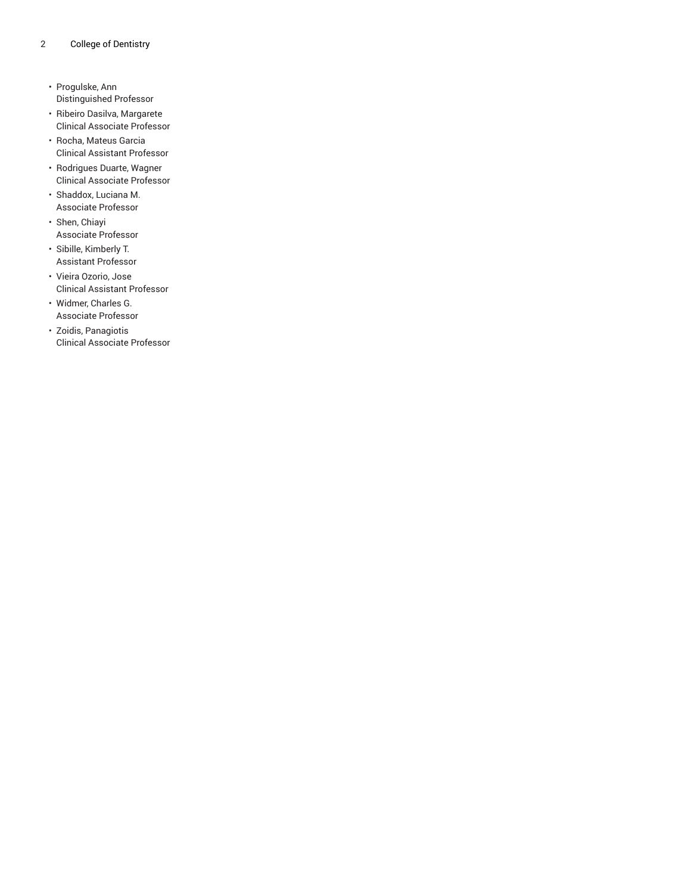- Progulske, Ann  
  Distinguished Professor
- Ribeiro Dasilva, Margarete  
  Clinical Associate Professor
- Rocha, Mateus Garcia  
  Clinical Assistant Professor
- Rodrigues Duarte, Wagner  
  Clinical Associate Professor
- Shaddox, Luciana M.  
  Associate Professor
- Shen, Chiayi  
  Associate Professor
- Sibille, Kimberly T.  
  Assistant Professor
- Vieira Ozorio, Jose  
  Clinical Assistant Professor
- Widmer, Charles G.  
  Associate Professor
- Zoidis, Panagiotis  
  Clinical Associate Professor